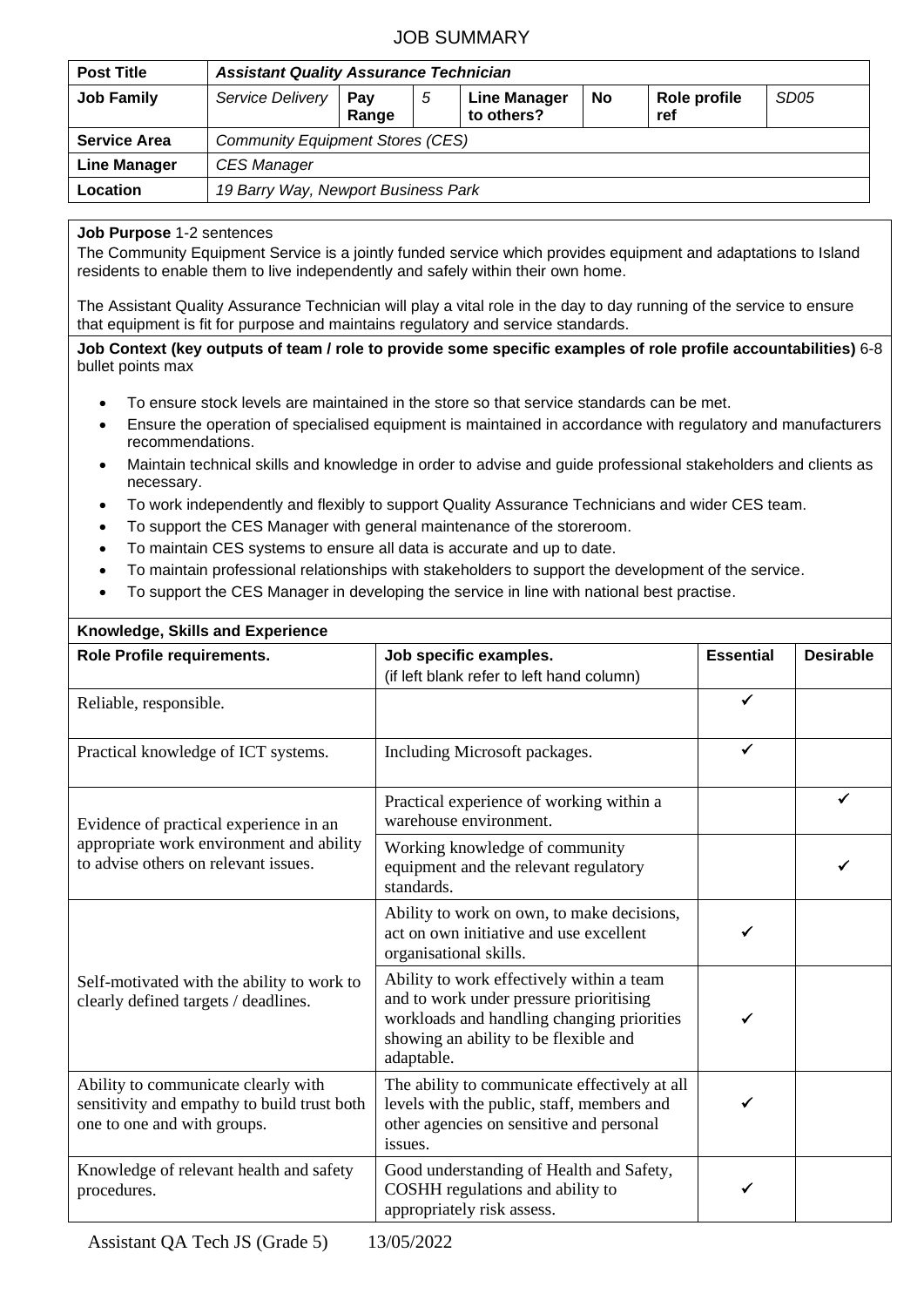# JOB SUMMARY

| **Post Title** | ***Assistant Quality Assurance Technician*** | | | | | | |
|---|---|---|---|---|---|---|---|
| **Job Family** | *Service Delivery* | **Pay Range** | *5* | **Line Manager to others?** | **No** | **Role profile ref** | *SD05* |
| **Service Area** | *Community Equipment Stores (CES)* | | | | | | |
| **Line Manager** | *CES Manager* | | | | | | |
| **Location** | *19 Barry Way, Newport Business Park* | | | | | | |

**Job Purpose** 1-2 sentences

The Community Equipment Service is a jointly funded service which provides equipment and adaptations to Island residents to enable them to live independently and safely within their own home.

The Assistant Quality Assurance Technician will play a vital role in the day to day running of the service to ensure that equipment is fit for purpose and maintains regulatory and service standards.

**Job Context (key outputs of team / role to provide some specific examples of role profile accountabilities)** 6-8 bullet points max

- To ensure stock levels are maintained in the store so that service standards can be met.
- Ensure the operation of specialised equipment is maintained in accordance with regulatory and manufacturers recommendations.
- Maintain technical skills and knowledge in order to advise and guide professional stakeholders and clients as necessary.
- To work independently and flexibly to support Quality Assurance Technicians and wider CES team.
- To support the CES Manager with general maintenance of the storeroom.
- To maintain CES systems to ensure all data is accurate and up to date.
- To maintain professional relationships with stakeholders to support the development of the service.
- To support the CES Manager in developing the service in line with national best practise.

**Knowledge, Skills and Experience**

| **Role Profile requirements.** | **Job specific examples.** (if left blank refer to left hand column) | **Essential** | **Desirable** |
|---|---|---|---|
| Reliable, responsible. | | ✓ | |
| Practical knowledge of ICT systems. | Including Microsoft packages. | ✓ | |
| Evidence of practical experience in an appropriate work environment and ability to advise others on relevant issues. | Practical experience of working within a warehouse environment. | | ✓ |
| | Working knowledge of community equipment and the relevant regulatory standards. | | ✓ |
| Self-motivated with the ability to work to clearly defined targets / deadlines. | Ability to work on own, to make decisions, act on own initiative and use excellent organisational skills. | ✓ | |
| | Ability to work effectively within a team and to work under pressure prioritising workloads and handling changing priorities showing an ability to be flexible and adaptable. | ✓ | |
| Ability to communicate clearly with sensitivity and empathy to build trust both one to one and with groups. | The ability to communicate effectively at all levels with the public, staff, members and other agencies on sensitive and personal issues. | ✓ | |
| Knowledge of relevant health and safety procedures. | Good understanding of Health and Safety, COSHH regulations and ability to appropriately risk assess. | ✓ | |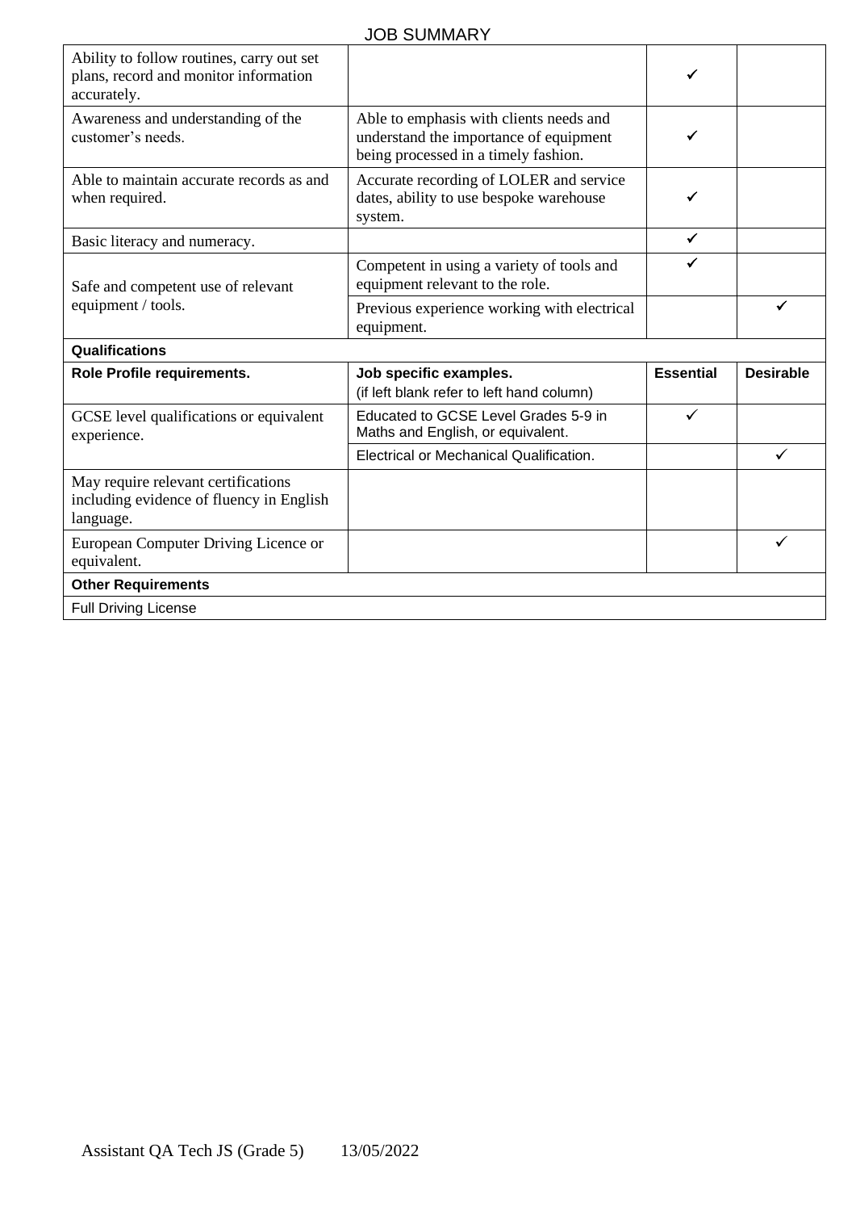## JOB SUMMARY

| | | | |
|---|---|---|---|
| Ability to follow routines, carry out set plans, record and monitor information accurately. | | ✓ | |
| Awareness and understanding of the customer's needs. | Able to emphasis with clients needs and understand the importance of equipment being processed in a timely fashion. | ✓ | |
| Able to maintain accurate records as and when required. | Accurate recording of LOLER and service dates, ability to use bespoke warehouse system. | ✓ | |
| Basic literacy and numeracy. | | ✓ | |
| Safe and competent use of relevant equipment / tools. | Competent in using a variety of tools and equipment relevant to the role. | ✓ | |
| | Previous experience working with electrical equipment. | | ✓ |
| **Qualifications** | | | |
| **Role Profile requirements.** | **Job specific examples.** (if left blank refer to left hand column) | **Essential** | **Desirable** |
| GCSE level qualifications or equivalent experience. | Educated to GCSE Level Grades 5-9 in Maths and English, or equivalent. | ✓ | |
| | Electrical or Mechanical Qualification. | | ✓ |
| May require relevant certifications including evidence of fluency in English language. | | | |
| European Computer Driving Licence or equivalent. | | | ✓ |
| **Other Requirements** | | | |
| Full Driving License | | | |

Assistant QA Tech JS (Grade 5) 13/05/2022